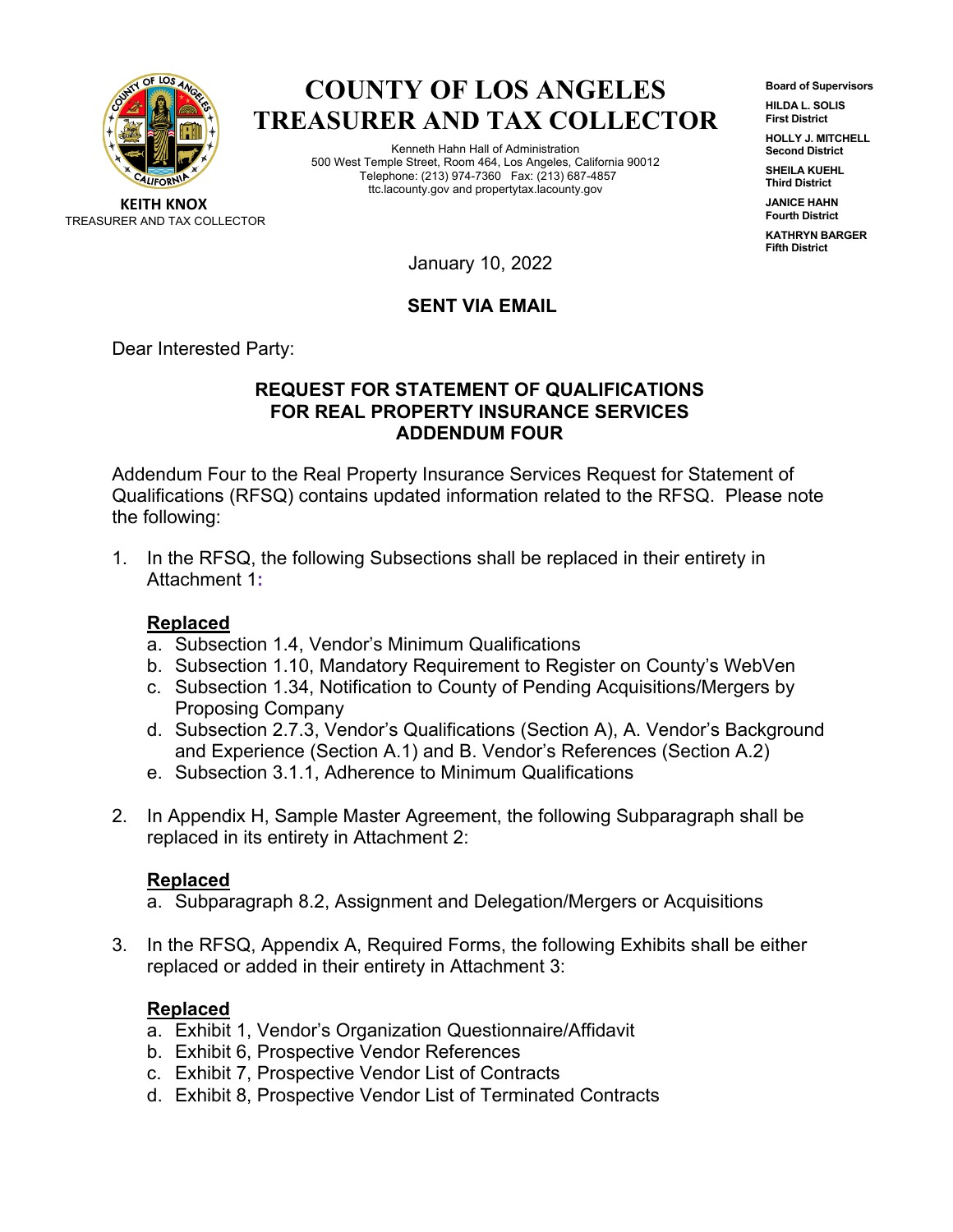# COUNTY OF LOS ANGELES
# TREASURER AND TAX COLLECTOR

Kenneth Hahn Hall of Administration
500 West Temple Street, Room 464, Los Angeles, California 90012
Telephone: (213) 974-7360 Fax: (213) 687-4857
ttc.lacounty.gov and propertytax.lacounty.gov

**KEITH KNOX**
TREASURER AND TAX COLLECTOR

**Board of Supervisors**

**HILDA L. SOLIS**
**First District**

**HOLLY J. MITCHELL**
**Second District**

**SHEILA KUEHL**
**Third District**

**JANICE HAHN**
**Fourth District**

**KATHRYN BARGER**
**Fifth District**

January 10, 2022

**SENT VIA EMAIL**

Dear Interested Party:

**REQUEST FOR STATEMENT OF QUALIFICATIONS**
**FOR REAL PROPERTY INSURANCE SERVICES**
**ADDENDUM FOUR**

Addendum Four to the Real Property Insurance Services Request for Statement of Qualifications (RFSQ) contains updated information related to the RFSQ. Please note the following:

1. In the RFSQ, the following Subsections shall be replaced in their entirety in Attachment 1:

   **Replaced**
   a. Subsection 1.4, Vendor's Minimum Qualifications
   b. Subsection 1.10, Mandatory Requirement to Register on County's WebVen
   c. Subsection 1.34, Notification to County of Pending Acquisitions/Mergers by Proposing Company
   d. Subsection 2.7.3, Vendor's Qualifications (Section A), A. Vendor's Background and Experience (Section A.1) and B. Vendor's References (Section A.2)
   e. Subsection 3.1.1, Adherence to Minimum Qualifications

2. In Appendix H, Sample Master Agreement, the following Subparagraph shall be replaced in its entirety in Attachment 2:

   **Replaced**
   a. Subparagraph 8.2, Assignment and Delegation/Mergers or Acquisitions

3. In the RFSQ, Appendix A, Required Forms, the following Exhibits shall be either replaced or added in their entirety in Attachment 3:

   **Replaced**
   a. Exhibit 1, Vendor's Organization Questionnaire/Affidavit
   b. Exhibit 6, Prospective Vendor References
   c. Exhibit 7, Prospective Vendor List of Contracts
   d. Exhibit 8, Prospective Vendor List of Terminated Contracts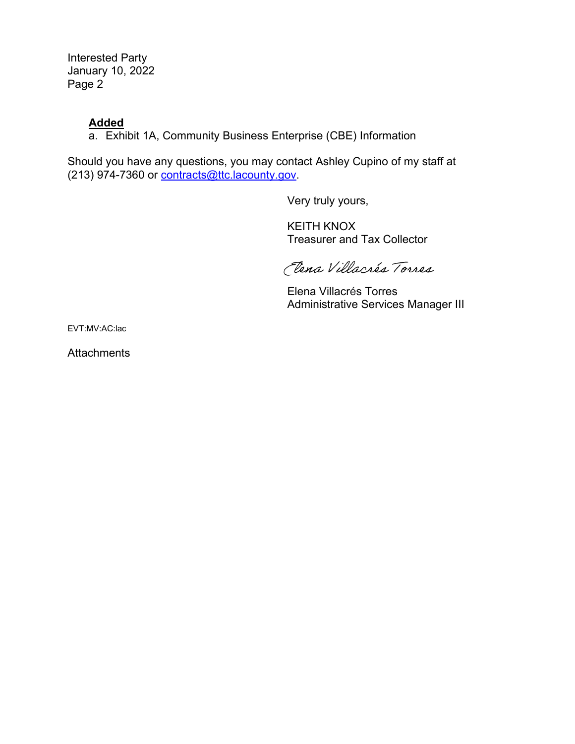Interested Party
January 10, 2022

**Added**

a. Exhibit 1A, Community Business Enterprise (CBE) Information

Should you have any questions, you may contact Ashley Cupino of my staff at (213) 974-7360 or [contracts@ttc.lacounty.gov](mailto:contracts@ttc.lacounty.gov).

Very truly yours,

KEITH KNOX
Treasurer and Tax Collector

*Elena Villacrés Torres*

Elena Villacrés Torres
Administrative Services Manager III

EVT:MV:AC:lac

Attachments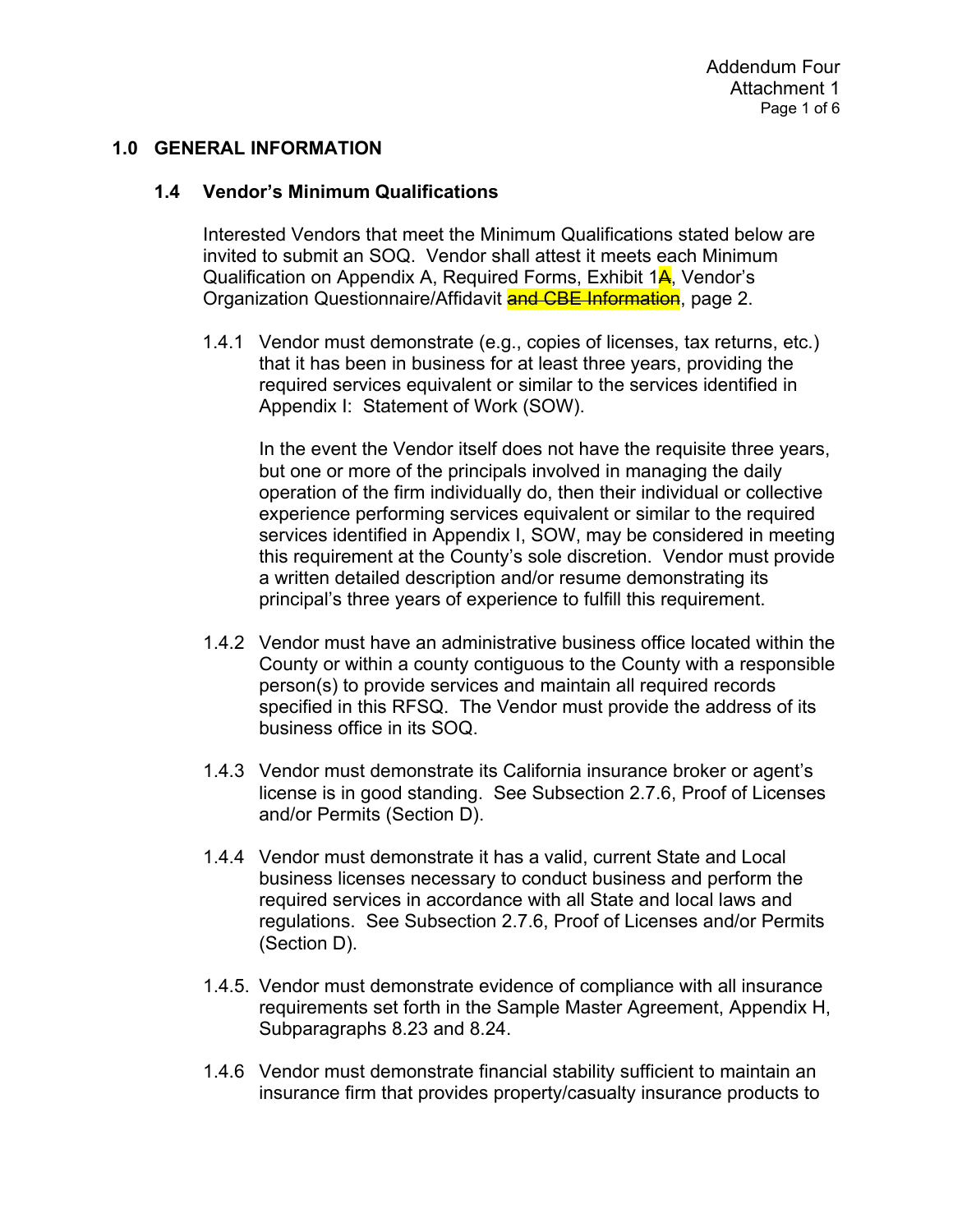## 1.0 GENERAL INFORMATION

### 1.4 Vendor's Minimum Qualifications

Interested Vendors that meet the Minimum Qualifications stated below are invited to submit an SOQ. Vendor shall attest it meets each Minimum Qualification on Appendix A, Required Forms, Exhibit 1~~A~~, Vendor's Organization Questionnaire/Affidavit ~~and CBE Information~~, page 2.

1.4.1 Vendor must demonstrate (e.g., copies of licenses, tax returns, etc.) that it has been in business for at least three years, providing the required services equivalent or similar to the services identified in Appendix I: Statement of Work (SOW).

In the event the Vendor itself does not have the requisite three years, but one or more of the principals involved in managing the daily operation of the firm individually do, then their individual or collective experience performing services equivalent or similar to the required services identified in Appendix I, SOW, may be considered in meeting this requirement at the County's sole discretion. Vendor must provide a written detailed description and/or resume demonstrating its principal's three years of experience to fulfill this requirement.

1.4.2 Vendor must have an administrative business office located within the County or within a county contiguous to the County with a responsible person(s) to provide services and maintain all required records specified in this RFSQ. The Vendor must provide the address of its business office in its SOQ.

1.4.3 Vendor must demonstrate its California insurance broker or agent's license is in good standing. See Subsection 2.7.6, Proof of Licenses and/or Permits (Section D).

1.4.4 Vendor must demonstrate it has a valid, current State and Local business licenses necessary to conduct business and perform the required services in accordance with all State and local laws and regulations. See Subsection 2.7.6, Proof of Licenses and/or Permits (Section D).

1.4.5. Vendor must demonstrate evidence of compliance with all insurance requirements set forth in the Sample Master Agreement, Appendix H, Subparagraphs 8.23 and 8.24.

1.4.6 Vendor must demonstrate financial stability sufficient to maintain an insurance firm that provides property/casualty insurance products to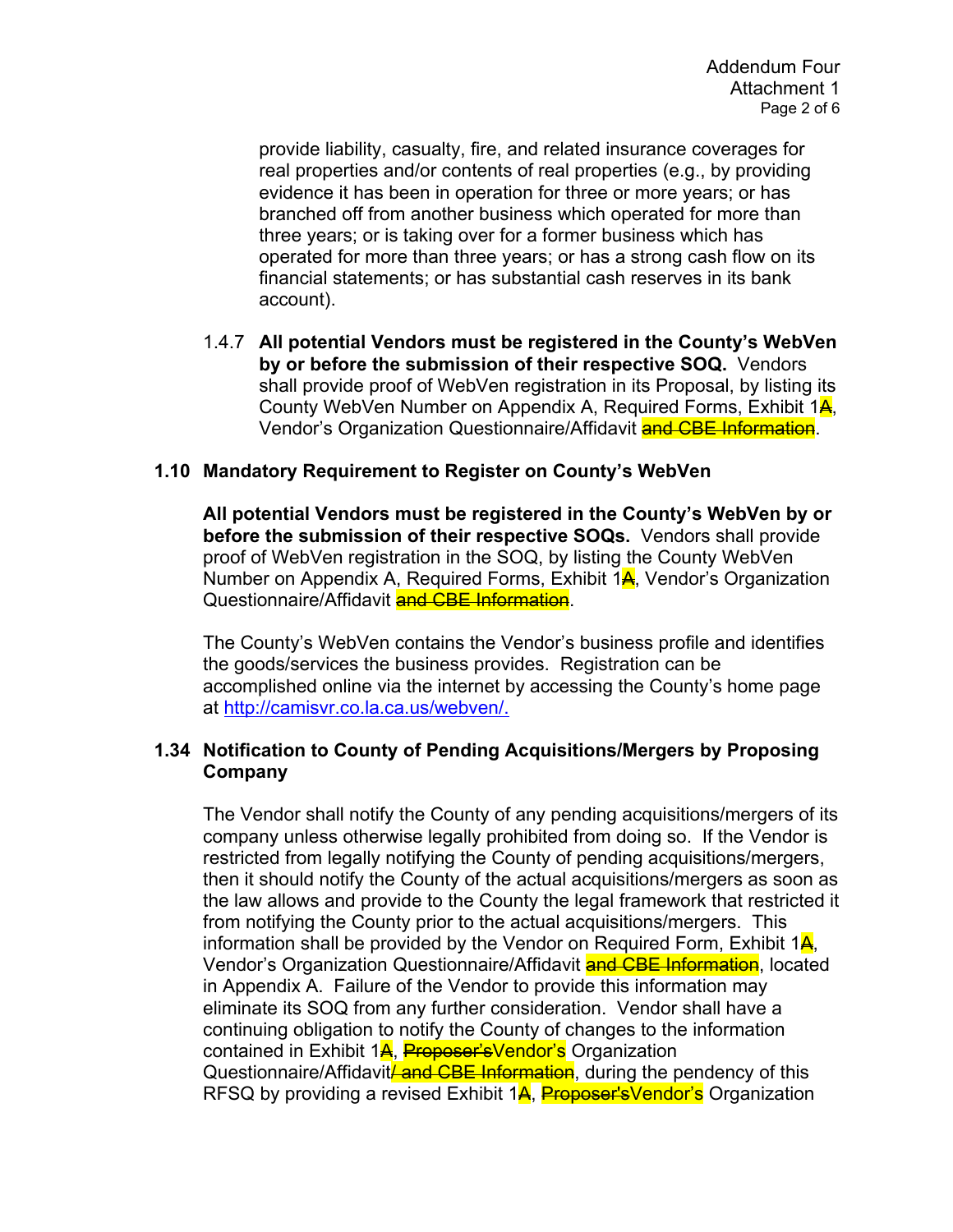provide liability, casualty, fire, and related insurance coverages for real properties and/or contents of real properties (e.g., by providing evidence it has been in operation for three or more years; or has branched off from another business which operated for more than three years; or is taking over for a former business which has operated for more than three years; or has a strong cash flow on its financial statements; or has substantial cash reserves in its bank account).

1.4.7 **All potential Vendors must be registered in the County's WebVen by or before the submission of their respective SOQ.** Vendors shall provide proof of WebVen registration in its Proposal, by listing its County WebVen Number on Appendix A, Required Forms, Exhibit 1~~A~~, Vendor's Organization Questionnaire/Affidavit ~~and CBE Information~~.

## 1.10 Mandatory Requirement to Register on County's WebVen

**All potential Vendors must be registered in the County's WebVen by or before the submission of their respective SOQs.** Vendors shall provide proof of WebVen registration in the SOQ, by listing the County WebVen Number on Appendix A, Required Forms, Exhibit 1~~A~~, Vendor's Organization Questionnaire/Affidavit ~~and CBE Information~~.

The County's WebVen contains the Vendor's business profile and identifies the goods/services the business provides. Registration can be accomplished online via the internet by accessing the County's home page at http://camisvr.co.la.ca.us/webven/.

## 1.34 Notification to County of Pending Acquisitions/Mergers by Proposing Company

The Vendor shall notify the County of any pending acquisitions/mergers of its company unless otherwise legally prohibited from doing so. If the Vendor is restricted from legally notifying the County of pending acquisitions/mergers, then it should notify the County of the actual acquisitions/mergers as soon as the law allows and provide to the County the legal framework that restricted it from notifying the County prior to the actual acquisitions/mergers. This information shall be provided by the Vendor on Required Form, Exhibit 1~~A~~, Vendor's Organization Questionnaire/Affidavit ~~and CBE Information~~, located in Appendix A. Failure of the Vendor to provide this information may eliminate its SOQ from any further consideration. Vendor shall have a continuing obligation to notify the County of changes to the information contained in Exhibit 1~~A~~, ~~Proposer's~~Vendor's Organization Questionnaire/Affidavit~~/ and CBE Information~~, during the pendency of this RFSQ by providing a revised Exhibit 1~~A~~, ~~Proposer's~~Vendor's Organization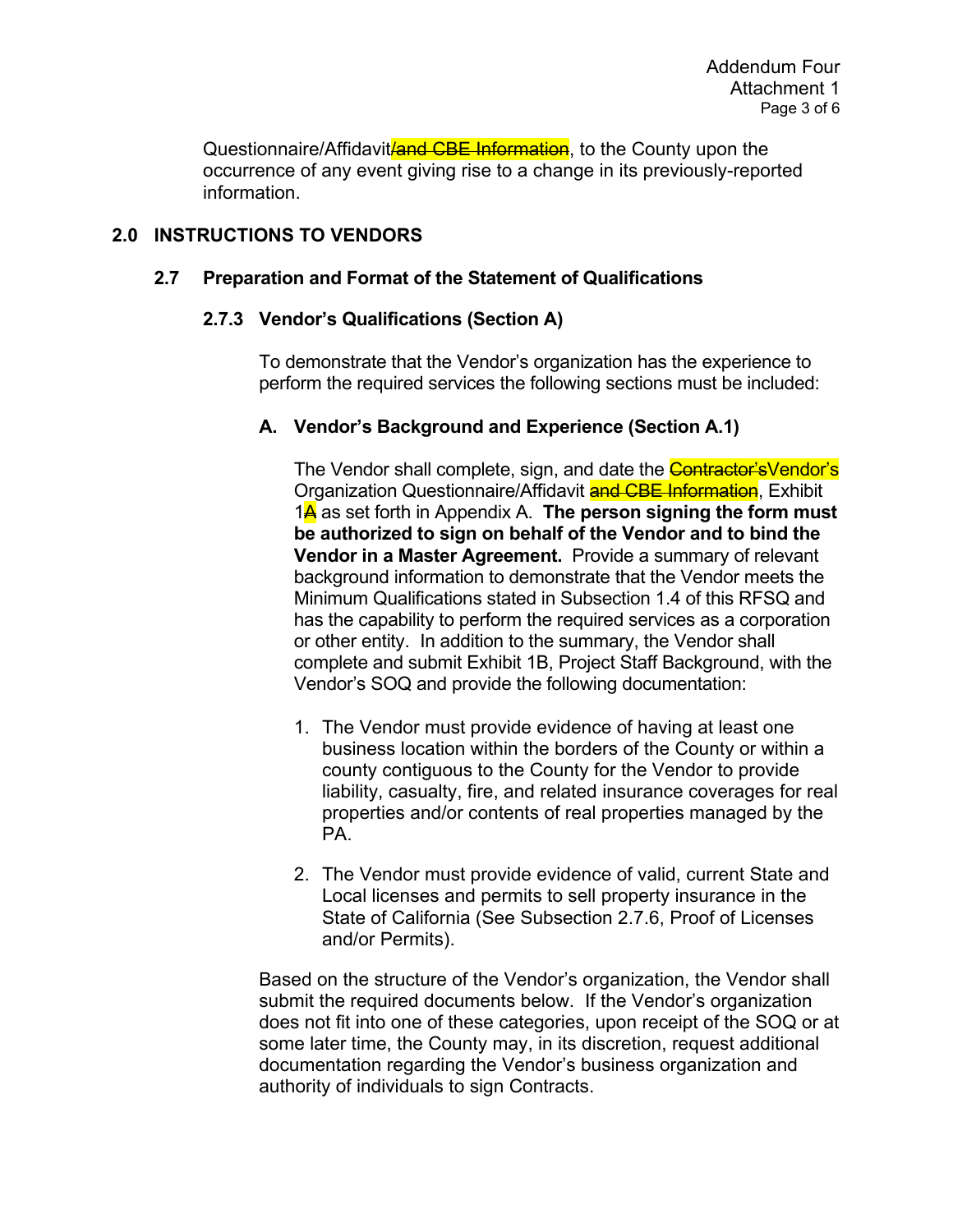Questionnaire/Affidavit~~/and CBE Information~~, to the County upon the occurrence of any event giving rise to a change in its previously-reported information.

## 2.0 INSTRUCTIONS TO VENDORS

### 2.7 Preparation and Format of the Statement of Qualifications

#### 2.7.3 Vendor's Qualifications (Section A)

To demonstrate that the Vendor's organization has the experience to perform the required services the following sections must be included:

**A. Vendor's Background and Experience (Section A.1)**

The Vendor shall complete, sign, and date the ~~Contractor's~~Vendor's Organization Questionnaire/Affidavit ~~and CBE Information~~, Exhibit 1~~A~~ as set forth in Appendix A. **The person signing the form must be authorized to sign on behalf of the Vendor and to bind the Vendor in a Master Agreement.** Provide a summary of relevant background information to demonstrate that the Vendor meets the Minimum Qualifications stated in Subsection 1.4 of this RFSQ and has the capability to perform the required services as a corporation or other entity. In addition to the summary, the Vendor shall complete and submit Exhibit 1B, Project Staff Background, with the Vendor's SOQ and provide the following documentation:

1. The Vendor must provide evidence of having at least one business location within the borders of the County or within a county contiguous to the County for the Vendor to provide liability, casualty, fire, and related insurance coverages for real properties and/or contents of real properties managed by the PA.

2. The Vendor must provide evidence of valid, current State and Local licenses and permits to sell property insurance in the State of California (See Subsection 2.7.6, Proof of Licenses and/or Permits).

Based on the structure of the Vendor's organization, the Vendor shall submit the required documents below. If the Vendor's organization does not fit into one of these categories, upon receipt of the SOQ or at some later time, the County may, in its discretion, request additional documentation regarding the Vendor's business organization and authority of individuals to sign Contracts.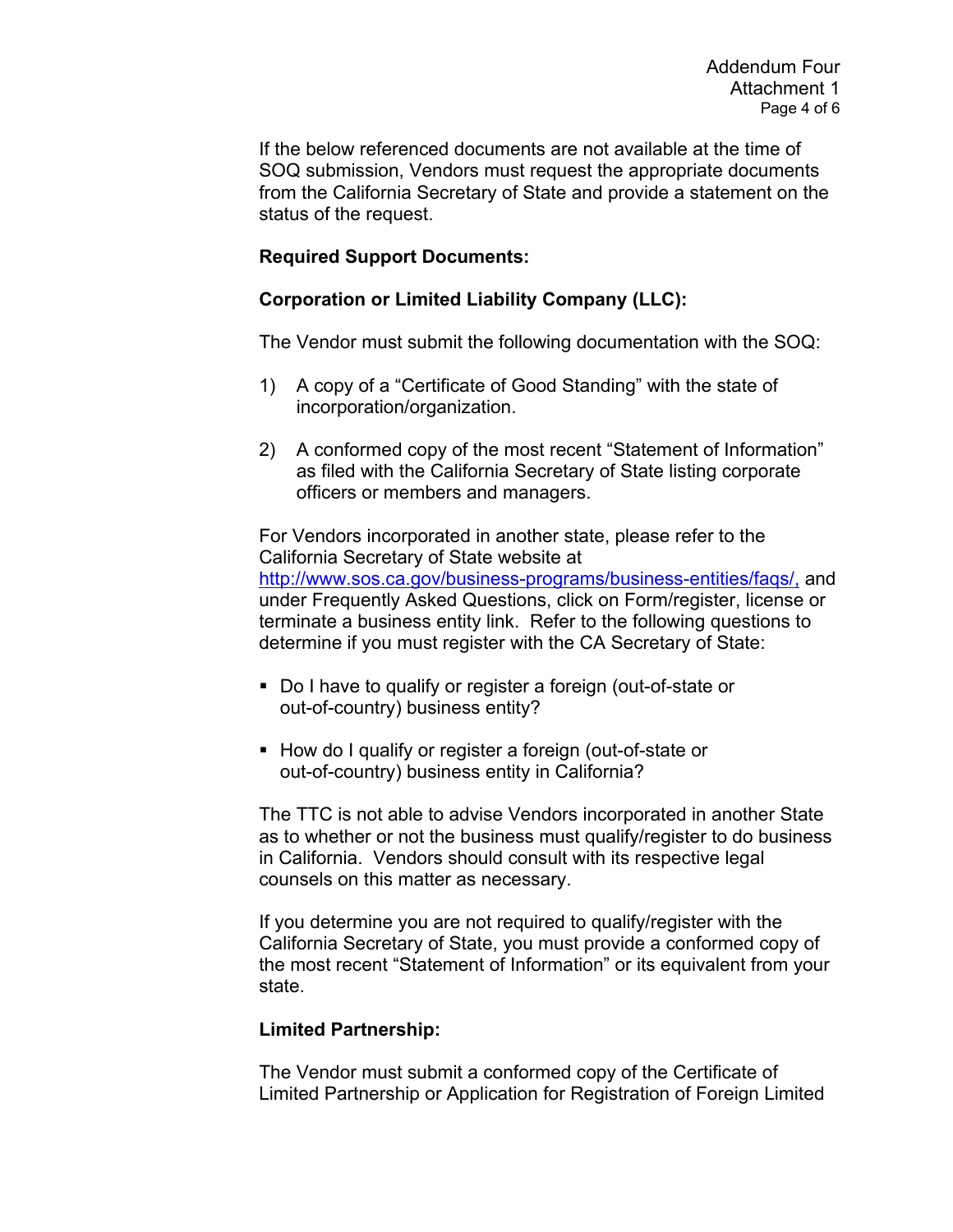If the below referenced documents are not available at the time of SOQ submission, Vendors must request the appropriate documents from the California Secretary of State and provide a statement on the status of the request.

**Required Support Documents:**

**Corporation or Limited Liability Company (LLC):**

The Vendor must submit the following documentation with the SOQ:

1) A copy of a "Certificate of Good Standing" with the state of incorporation/organization.

2) A conformed copy of the most recent "Statement of Information" as filed with the California Secretary of State listing corporate officers or members and managers.

For Vendors incorporated in another state, please refer to the California Secretary of State website at http://www.sos.ca.gov/business-programs/business-entities/faqs/, and under Frequently Asked Questions, click on Form/register, license or terminate a business entity link. Refer to the following questions to determine if you must register with the CA Secretary of State:

- Do I have to qualify or register a foreign (out-of-state or out-of-country) business entity?
- How do I qualify or register a foreign (out-of-state or out-of-country) business entity in California?

The TTC is not able to advise Vendors incorporated in another State as to whether or not the business must qualify/register to do business in California. Vendors should consult with its respective legal counsels on this matter as necessary.

If you determine you are not required to qualify/register with the California Secretary of State, you must provide a conformed copy of the most recent "Statement of Information" or its equivalent from your state.

**Limited Partnership:**

The Vendor must submit a conformed copy of the Certificate of Limited Partnership or Application for Registration of Foreign Limited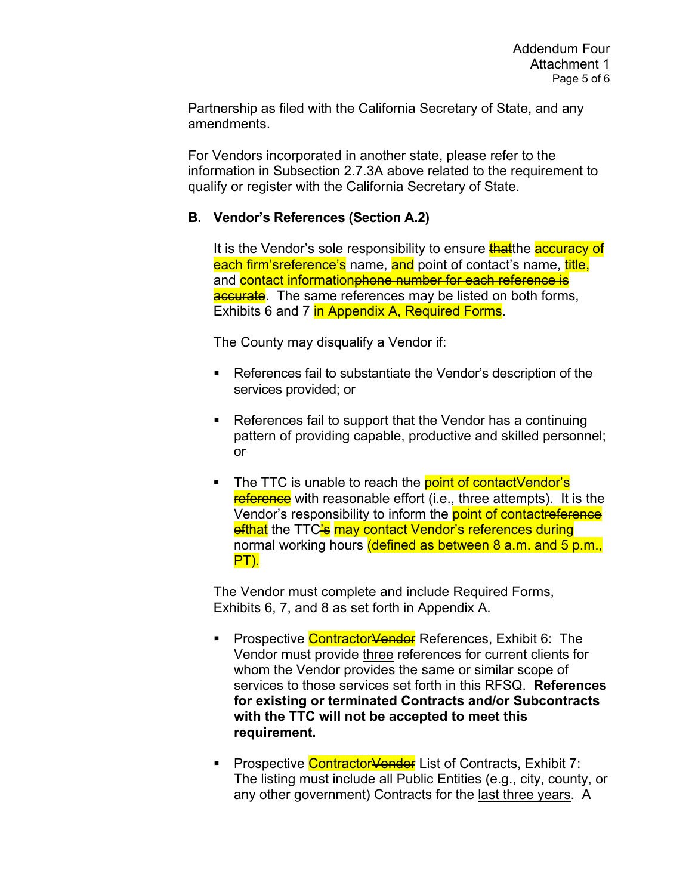Partnership as filed with the California Secretary of State, and any amendments.

For Vendors incorporated in another state, please refer to the information in Subsection 2.7.3A above related to the requirement to qualify or register with the California Secretary of State.

**B. Vendor's References (Section A.2)**

It is the Vendor's sole responsibility to ensure ~~that~~the accuracy of each firm's~~reference's~~ name, ~~and~~ point of contact's name, ~~title,~~ and contact information~~phone number for each reference is accurate~~. The same references may be listed on both forms, Exhibits 6 and 7 in Appendix A, Required Forms.

The County may disqualify a Vendor if:

- References fail to substantiate the Vendor's description of the services provided; or
- References fail to support that the Vendor has a continuing pattern of providing capable, productive and skilled personnel; or
- The TTC is unable to reach the point of contact~~Vendor's reference~~ with reasonable effort (i.e., three attempts). It is the Vendor's responsibility to inform the point of contact~~reference of~~that the TTC~~'s~~ may contact Vendor's references during normal working hours (defined as between 8 a.m. and 5 p.m., PT).

The Vendor must complete and include Required Forms, Exhibits 6, 7, and 8 as set forth in Appendix A.

- Prospective Contractor~~Vendor~~ References, Exhibit 6: The Vendor must provide three references for current clients for whom the Vendor provides the same or similar scope of services to those services set forth in this RFSQ. **References for existing or terminated Contracts and/or Subcontracts with the TTC will not be accepted to meet this requirement.**
- Prospective Contractor~~Vendor~~ List of Contracts, Exhibit 7: The listing must include all Public Entities (e.g., city, county, or any other government) Contracts for the last three years. A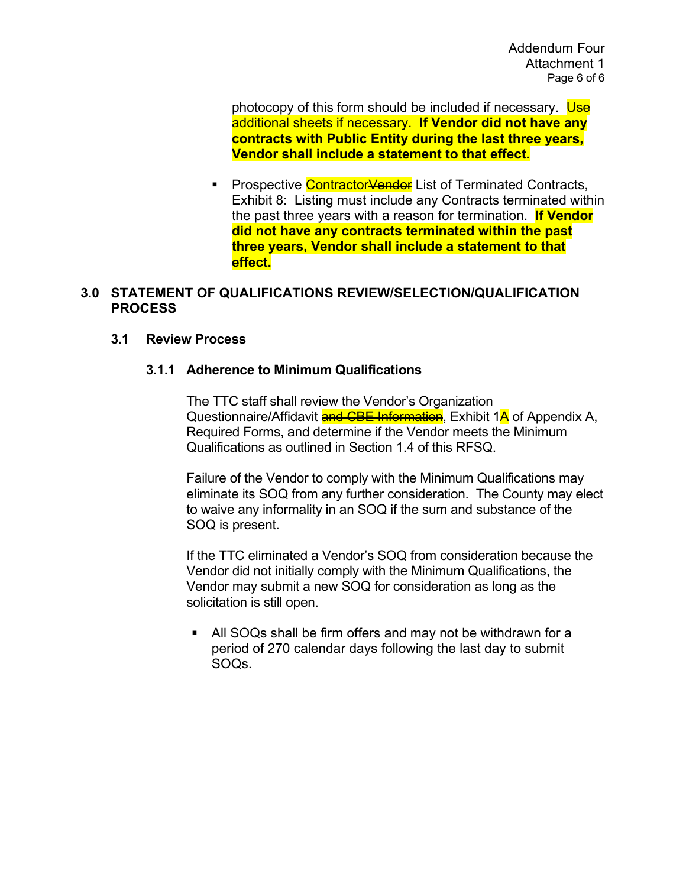photocopy of this form should be included if necessary. Use additional sheets if necessary. **If Vendor did not have any contracts with Public Entity during the last three years, Vendor shall include a statement to that effect.**

- Prospective Contractor~~Vendor~~ List of Terminated Contracts, Exhibit 8: Listing must include any Contracts terminated within the past three years with a reason for termination. **If Vendor did not have any contracts terminated within the past three years, Vendor shall include a statement to that effect.**

## 3.0 STATEMENT OF QUALIFICATIONS REVIEW/SELECTION/QUALIFICATION PROCESS

### 3.1 Review Process

#### 3.1.1 Adherence to Minimum Qualifications

The TTC staff shall review the Vendor's Organization Questionnaire/Affidavit ~~and CBE Information~~, Exhibit 1~~A~~ of Appendix A, Required Forms, and determine if the Vendor meets the Minimum Qualifications as outlined in Section 1.4 of this RFSQ.

Failure of the Vendor to comply with the Minimum Qualifications may eliminate its SOQ from any further consideration. The County may elect to waive any informality in an SOQ if the sum and substance of the SOQ is present.

If the TTC eliminated a Vendor's SOQ from consideration because the Vendor did not initially comply with the Minimum Qualifications, the Vendor may submit a new SOQ for consideration as long as the solicitation is still open.

- All SOQs shall be firm offers and may not be withdrawn for a period of 270 calendar days following the last day to submit SOQs.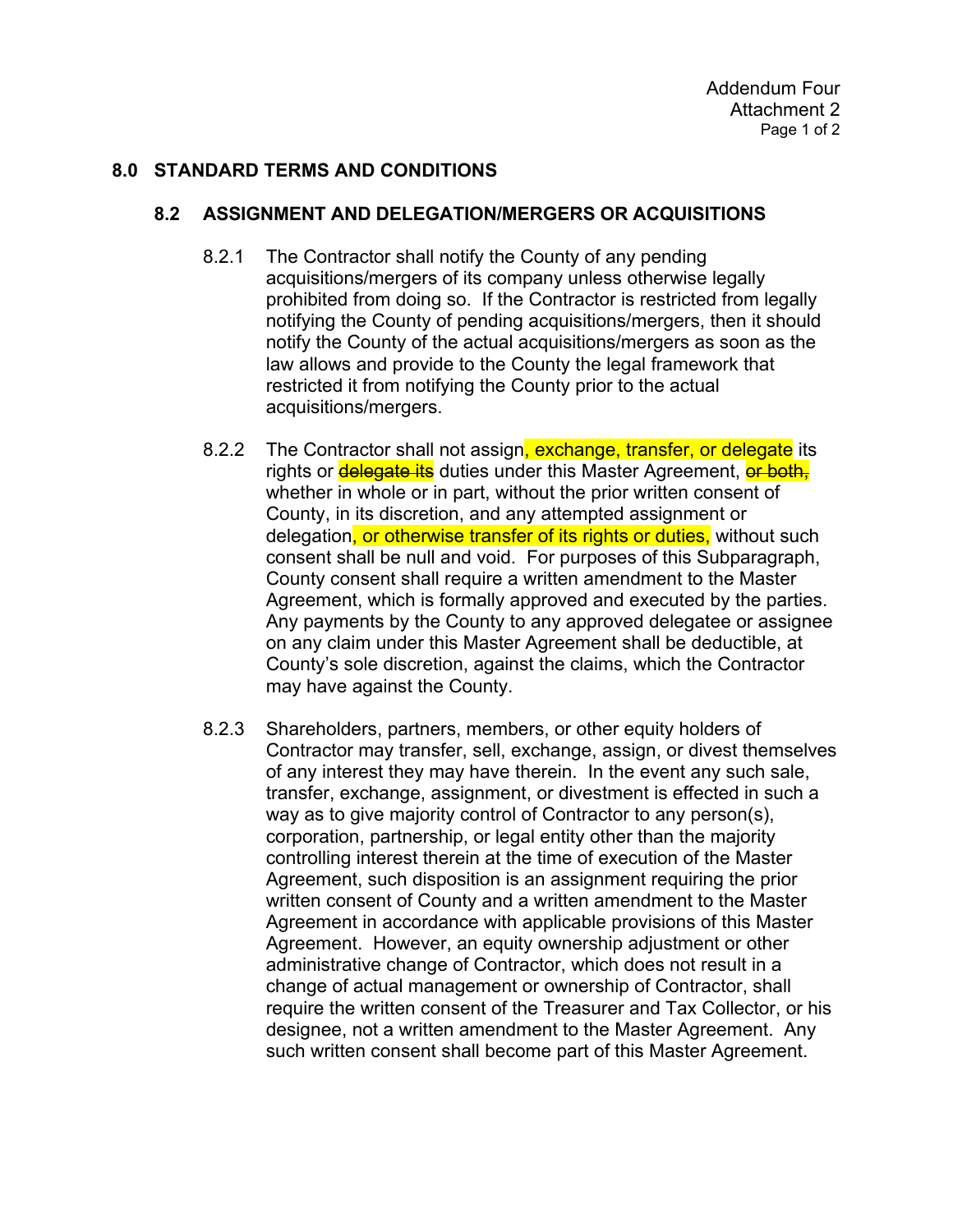Addendum Four
Attachment 2

## 8.0 STANDARD TERMS AND CONDITIONS

### 8.2 ASSIGNMENT AND DELEGATION/MERGERS OR ACQUISITIONS

8.2.1 The Contractor shall notify the County of any pending acquisitions/mergers of its company unless otherwise legally prohibited from doing so. If the Contractor is restricted from legally notifying the County of pending acquisitions/mergers, then it should notify the County of the actual acquisitions/mergers as soon as the law allows and provide to the County the legal framework that restricted it from notifying the County prior to the actual acquisitions/mergers.

8.2.2 The Contractor shall not assign, exchange, transfer, or delegate its rights or ~~delegate its~~ duties under this Master Agreement, ~~or both,~~ whether in whole or in part, without the prior written consent of County, in its discretion, and any attempted assignment or delegation, or otherwise transfer of its rights or duties, without such consent shall be null and void. For purposes of this Subparagraph, County consent shall require a written amendment to the Master Agreement, which is formally approved and executed by the parties. Any payments by the County to any approved delegatee or assignee on any claim under this Master Agreement shall be deductible, at County's sole discretion, against the claims, which the Contractor may have against the County.

8.2.3 Shareholders, partners, members, or other equity holders of Contractor may transfer, sell, exchange, assign, or divest themselves of any interest they may have therein. In the event any such sale, transfer, exchange, assignment, or divestment is effected in such a way as to give majority control of Contractor to any person(s), corporation, partnership, or legal entity other than the majority controlling interest therein at the time of execution of the Master Agreement, such disposition is an assignment requiring the prior written consent of County and a written amendment to the Master Agreement in accordance with applicable provisions of this Master Agreement. However, an equity ownership adjustment or other administrative change of Contractor, which does not result in a change of actual management or ownership of Contractor, shall require the written consent of the Treasurer and Tax Collector, or his designee, not a written amendment to the Master Agreement. Any such written consent shall become part of this Master Agreement.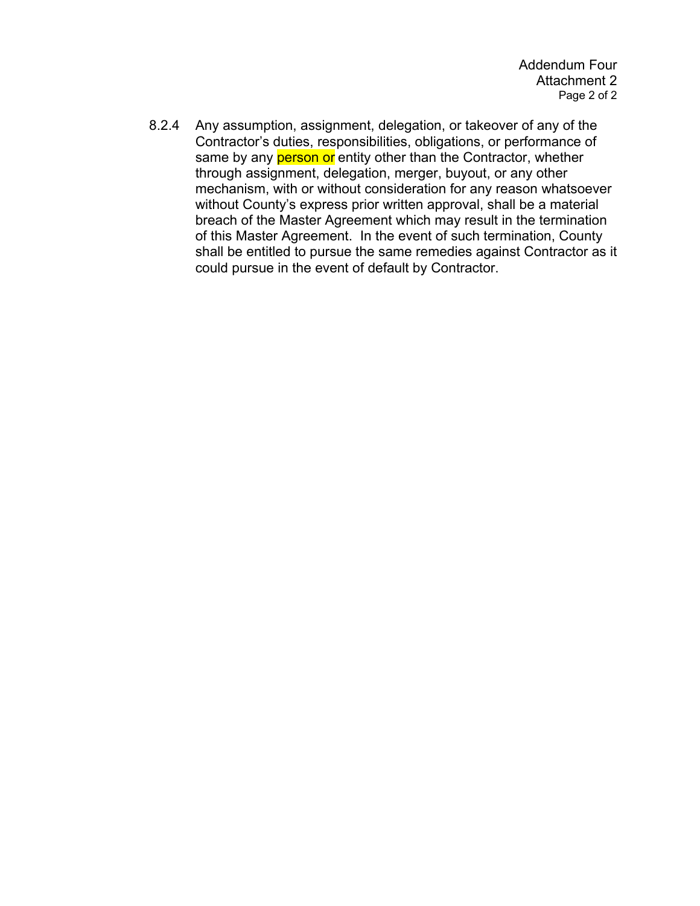Addendum Four
Attachment 2

8.2.4 Any assumption, assignment, delegation, or takeover of any of the Contractor's duties, responsibilities, obligations, or performance of same by any person or entity other than the Contractor, whether through assignment, delegation, merger, buyout, or any other mechanism, with or without consideration for any reason whatsoever without County's express prior written approval, shall be a material breach of the Master Agreement which may result in the termination of this Master Agreement. In the event of such termination, County shall be entitled to pursue the same remedies against Contractor as it could pursue in the event of default by Contractor.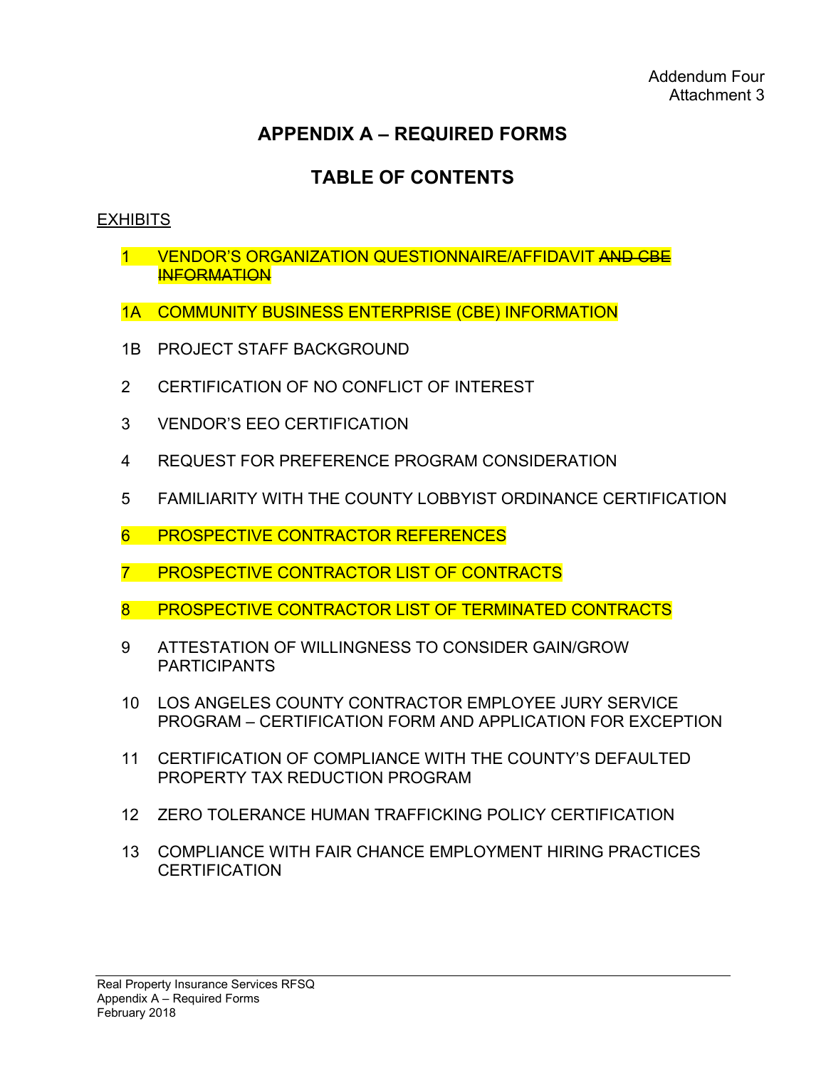Addendum Four
Attachment 3

# APPENDIX A – REQUIRED FORMS

## TABLE OF CONTENTS

<u>EXHIBITS</u>

1 VENDOR'S ORGANIZATION QUESTIONNAIRE/AFFIDAVIT ~~AND CBE INFORMATION~~

1A COMMUNITY BUSINESS ENTERPRISE (CBE) INFORMATION

1B PROJECT STAFF BACKGROUND

2 CERTIFICATION OF NO CONFLICT OF INTEREST

3 VENDOR'S EEO CERTIFICATION

4 REQUEST FOR PREFERENCE PROGRAM CONSIDERATION

5 FAMILIARITY WITH THE COUNTY LOBBYIST ORDINANCE CERTIFICATION

6 PROSPECTIVE CONTRACTOR REFERENCES

7 PROSPECTIVE CONTRACTOR LIST OF CONTRACTS

8 PROSPECTIVE CONTRACTOR LIST OF TERMINATED CONTRACTS

9 ATTESTATION OF WILLINGNESS TO CONSIDER GAIN/GROW PARTICIPANTS

10 LOS ANGELES COUNTY CONTRACTOR EMPLOYEE JURY SERVICE PROGRAM – CERTIFICATION FORM AND APPLICATION FOR EXCEPTION

11 CERTIFICATION OF COMPLIANCE WITH THE COUNTY'S DEFAULTED PROPERTY TAX REDUCTION PROGRAM

12 ZERO TOLERANCE HUMAN TRAFFICKING POLICY CERTIFICATION

13 COMPLIANCE WITH FAIR CHANCE EMPLOYMENT HIRING PRACTICES CERTIFICATION

Real Property Insurance Services RFSQ
Appendix A – Required Forms
February 2018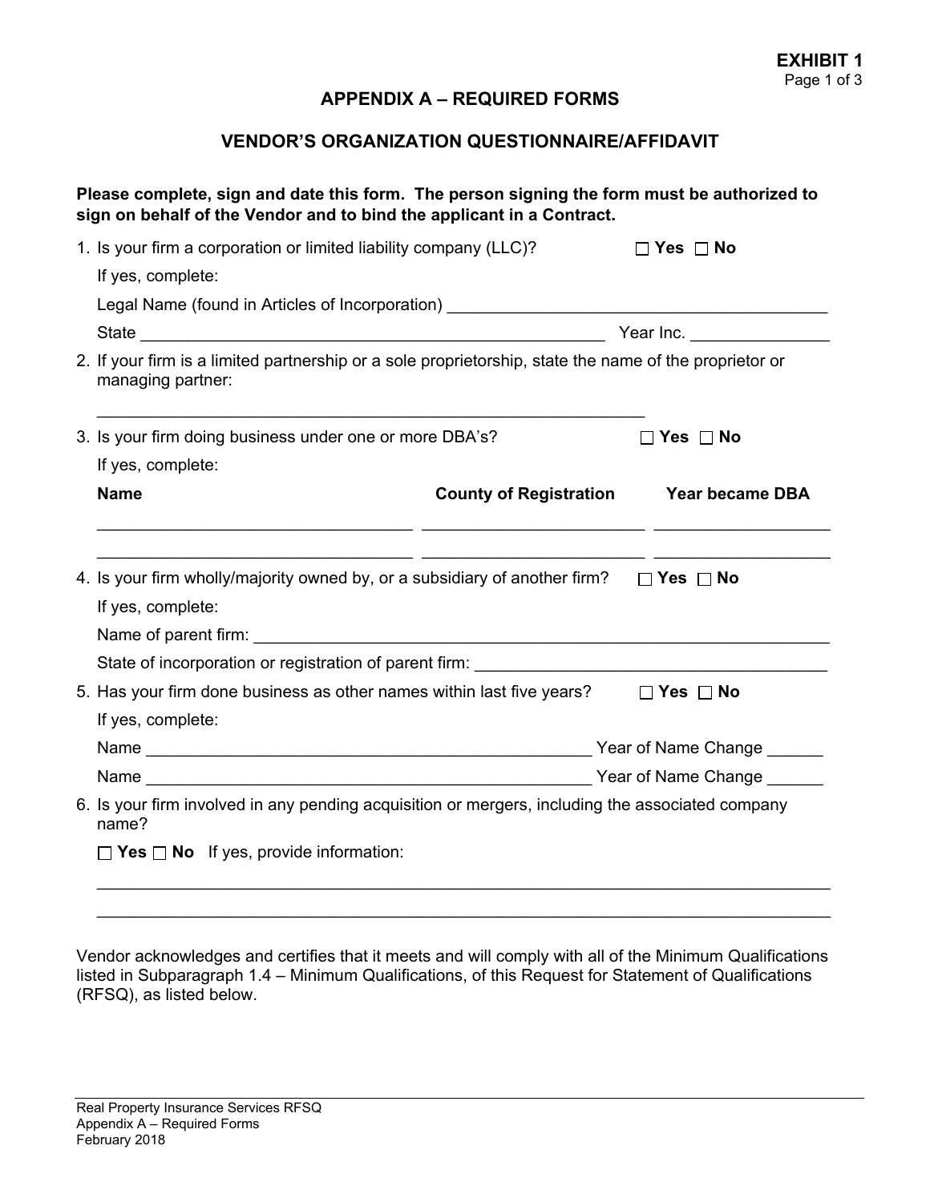**EXHIBIT 1**

## APPENDIX A – REQUIRED FORMS

## VENDOR'S ORGANIZATION QUESTIONNAIRE/AFFIDAVIT

**Please complete, sign and date this form. The person signing the form must be authorized to sign on behalf of the Vendor and to bind the applicant in a Contract.**

1. Is your firm a corporation or limited liability company (LLC)? ☐ **Yes** ☐ **No**

   If yes, complete:

   Legal Name (found in Articles of Incorporation) ________________________________________

   State __________________________________________________ Year Inc. ______________

2. If your firm is a limited partnership or a sole proprietorship, state the name of the proprietor or managing partner:

   ____________________________________________________________

3. Is your firm doing business under one or more DBA's? ☐ **Yes** ☐ **No**

   If yes, complete:

   | **Name** | **County of Registration** | **Year became DBA** |
   |---|---|---|
   | ________________________________ | ________________________ | __________________ |
   | ________________________________ | ________________________ | __________________ |

4. Is your firm wholly/majority owned by, or a subsidiary of another firm? ☐ **Yes** ☐ **No**

   If yes, complete:

   Name of parent firm: ____________________________________________________________

   State of incorporation or registration of parent firm: _____________________________________

5. Has your firm done business as other names within last five years? ☐ **Yes** ☐ **No**

   If yes, complete:

   Name ________________________________________________ Year of Name Change ______

   Name ________________________________________________ Year of Name Change ______

6. Is your firm involved in any pending acquisition or mergers, including the associated company name?

   ☐ **Yes** ☐ **No** If yes, provide information:

   ____________________________________________________________________________

   ____________________________________________________________________________

Vendor acknowledges and certifies that it meets and will comply with all of the Minimum Qualifications listed in Subparagraph 1.4 – Minimum Qualifications, of this Request for Statement of Qualifications (RFSQ), as listed below.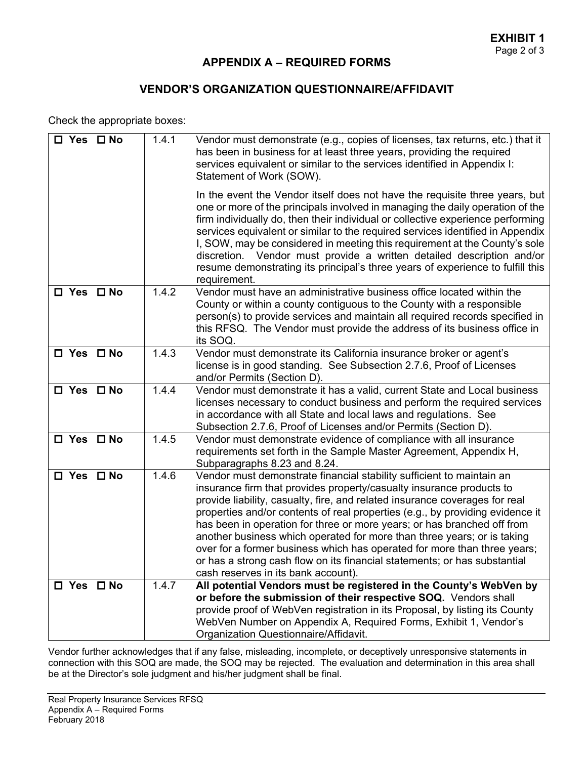**EXHIBIT 1**
Page 2 of 3

## APPENDIX A – REQUIRED FORMS

### VENDOR'S ORGANIZATION QUESTIONNAIRE/AFFIDAVIT

Check the appropriate boxes:

| | | |
|---|---|---|
| ☐ Yes ☐ No | 1.4.1 | Vendor must demonstrate (e.g., copies of licenses, tax returns, etc.) that it has been in business for at least three years, providing the required services equivalent or similar to the services identified in Appendix I: Statement of Work (SOW).<br><br>In the event the Vendor itself does not have the requisite three years, but one or more of the principals involved in managing the daily operation of the firm individually do, then their individual or collective experience performing services equivalent or similar to the required services identified in Appendix I, SOW, may be considered in meeting this requirement at the County's sole discretion. Vendor must provide a written detailed description and/or resume demonstrating its principal's three years of experience to fulfill this requirement. |
| ☐ Yes ☐ No | 1.4.2 | Vendor must have an administrative business office located within the County or within a county contiguous to the County with a responsible person(s) to provide services and maintain all required records specified in this RFSQ. The Vendor must provide the address of its business office in its SOQ. |
| ☐ Yes ☐ No | 1.4.3 | Vendor must demonstrate its California insurance broker or agent's license is in good standing. See Subsection 2.7.6, Proof of Licenses and/or Permits (Section D). |
| ☐ Yes ☐ No | 1.4.4 | Vendor must demonstrate it has a valid, current State and Local business licenses necessary to conduct business and perform the required services in accordance with all State and local laws and regulations. See Subsection 2.7.6, Proof of Licenses and/or Permits (Section D). |
| ☐ Yes ☐ No | 1.4.5 | Vendor must demonstrate evidence of compliance with all insurance requirements set forth in the Sample Master Agreement, Appendix H, Subparagraphs 8.23 and 8.24. |
| ☐ Yes ☐ No | 1.4.6 | Vendor must demonstrate financial stability sufficient to maintain an insurance firm that provides property/casualty insurance products to provide liability, casualty, fire, and related insurance coverages for real properties and/or contents of real properties (e.g., by providing evidence it has been in operation for three or more years; or has branched off from another business which operated for more than three years; or is taking over for a former business which has operated for more than three years; or has a strong cash flow on its financial statements; or has substantial cash reserves in its bank account). |
| ☐ Yes ☐ No | 1.4.7 | **All potential Vendors must be registered in the County's WebVen by or before the submission of their respective SOQ.** Vendors shall provide proof of WebVen registration in its Proposal, by listing its County WebVen Number on Appendix A, Required Forms, Exhibit 1, Vendor's Organization Questionnaire/Affidavit. |

Vendor further acknowledges that if any false, misleading, incomplete, or deceptively unresponsive statements in connection with this SOQ are made, the SOQ may be rejected. The evaluation and determination in this area shall be at the Director's sole judgment and his/her judgment shall be final.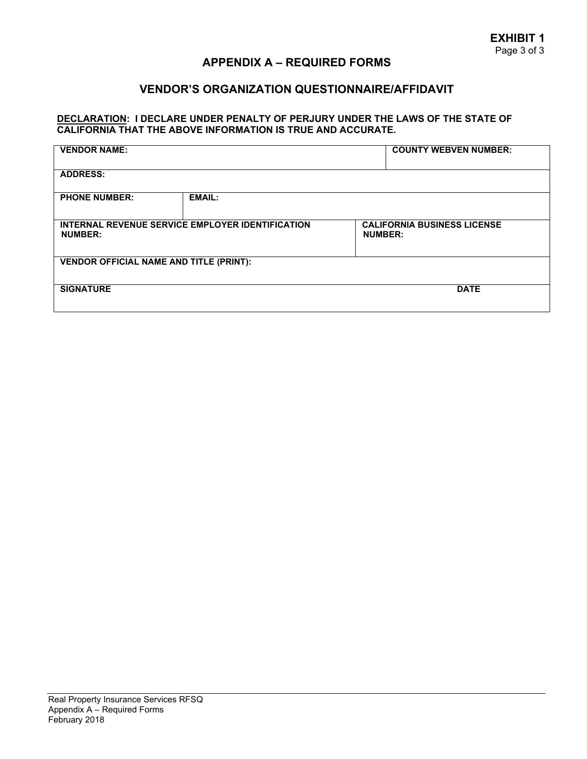**EXHIBIT 1**
Page 3 of 3

## APPENDIX A – REQUIRED FORMS

## VENDOR'S ORGANIZATION QUESTIONNAIRE/AFFIDAVIT

**DECLARATION: I DECLARE UNDER PENALTY OF PERJURY UNDER THE LAWS OF THE STATE OF CALIFORNIA THAT THE ABOVE INFORMATION IS TRUE AND ACCURATE.**

| | | | |
|---|---|---|---|
| **VENDOR NAME:** | | | **COUNTY WEBVEN NUMBER:** |
| **ADDRESS:** | | | |
| **PHONE NUMBER:** | **EMAIL:** | | |
| **INTERNAL REVENUE SERVICE EMPLOYER IDENTIFICATION NUMBER:** | | **CALIFORNIA BUSINESS LICENSE NUMBER:** | |
| **VENDOR OFFICIAL NAME AND TITLE (PRINT):** | | | |
| **SIGNATURE** | | | **DATE** |

Real Property Insurance Services RFSQ
Appendix A – Required Forms
February 2018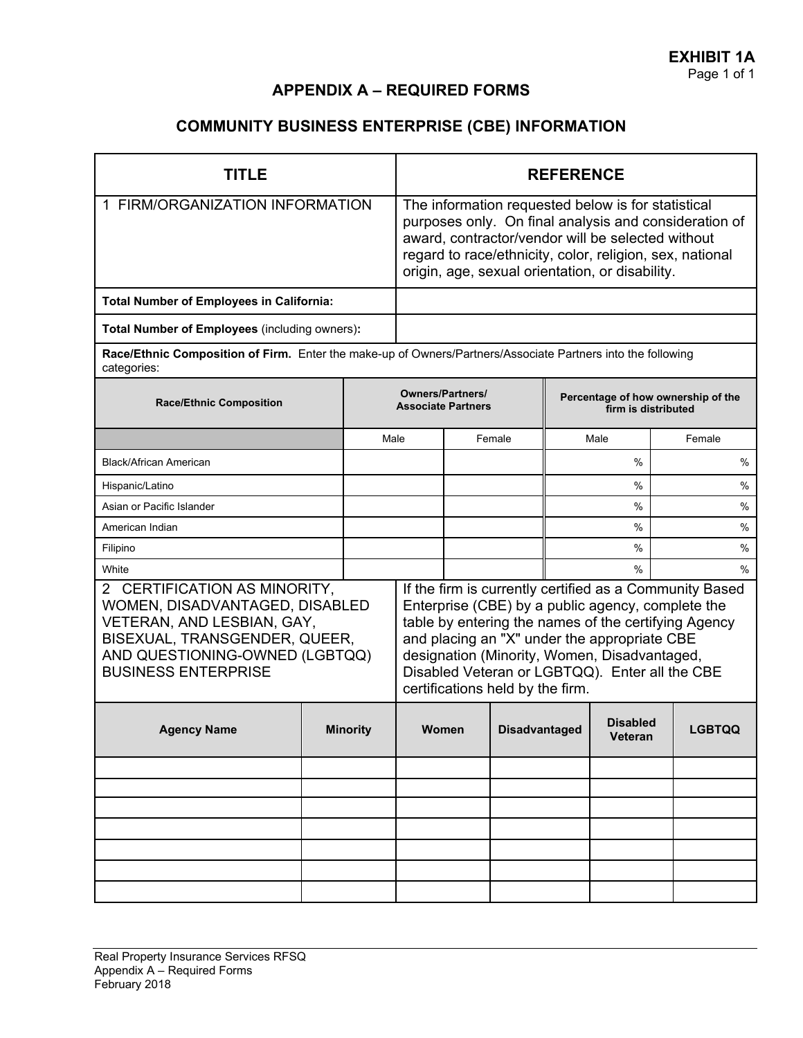**EXHIBIT 1A**

## APPENDIX A – REQUIRED FORMS

## COMMUNITY BUSINESS ENTERPRISE (CBE) INFORMATION

| TITLE | REFERENCE |
|---|---|
| 1 FIRM/ORGANIZATION INFORMATION | The information requested below is for statistical purposes only. On final analysis and consideration of award, contractor/vendor will be selected without regard to race/ethnicity, color, religion, sex, national origin, age, sexual orientation, or disability. |
| **Total Number of Employees in California:** | |
| **Total Number of Employees** (including owners)**:** | |

**Race/Ethnic Composition of Firm.** Enter the make-up of Owners/Partners/Associate Partners into the following categories:

| Race/Ethnic Composition | Owners/Partners/ Associate Partners | | Percentage of how ownership of the firm is distributed | |
|---|---|---|---|---|
| | Male | Female | Male | Female |
| Black/African American | | | % | % |
| Hispanic/Latino | | | % | % |
| Asian or Pacific Islander | | | % | % |
| American Indian | | | % | % |
| Filipino | | | % | % |
| White | | | % | % |

| TITLE | REFERENCE |
|---|---|
| 2 CERTIFICATION AS MINORITY, WOMEN, DISADVANTAGED, DISABLED VETERAN, AND LESBIAN, GAY, BISEXUAL, TRANSGENDER, QUEER, AND QUESTIONING-OWNED (LGBTQQ) BUSINESS ENTERPRISE | If the firm is currently certified as a Community Based Enterprise (CBE) by a public agency, complete the table by entering the names of the certifying Agency and placing an "X" under the appropriate CBE designation (Minority, Women, Disadvantaged, Disabled Veteran or LGBTQQ). Enter all the CBE certifications held by the firm. |

| Agency Name | Minority | Women | Disadvantaged | Disabled Veteran | LGBTQQ |
|---|---|---|---|---|---|
| | | | | | |
| | | | | | |
| | | | | | |
| | | | | | |
| | | | | | |
| | | | | | |
| | | | | | |

Real Property Insurance Services RFSQ
Appendix A – Required Forms
February 2018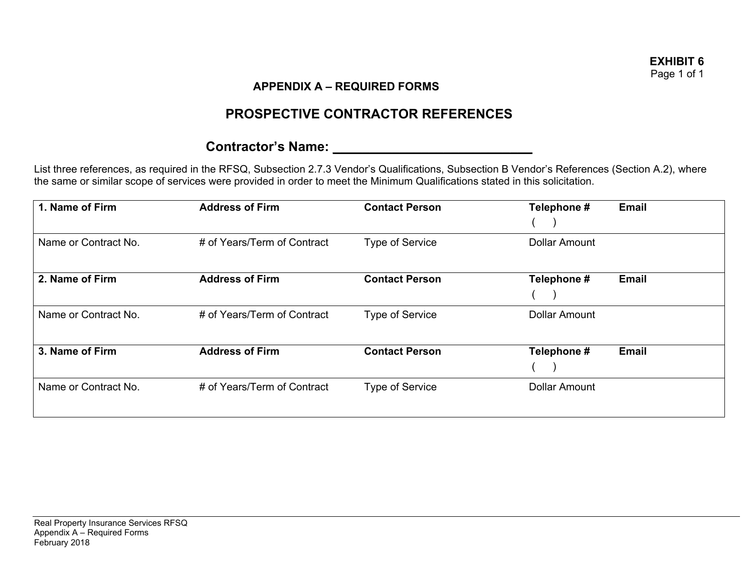**EXHIBIT 6**
Page 1 of 1

**APPENDIX A – REQUIRED FORMS**

## PROSPECTIVE CONTRACTOR REFERENCES

### Contractor's Name: ___________________________

List three references, as required in the RFSQ, Subsection 2.7.3 Vendor's Qualifications, Subsection B Vendor's References (Section A.2), where the same or similar scope of services were provided in order to meet the Minimum Qualifications stated in this solicitation.

| **1. Name of Firm** | **Address of Firm** | **Contact Person** | **Telephone #**<br>(     ) | **Email** |
|---|---|---|---|---|
| Name or Contract No. | # of Years/Term of Contract | Type of Service | Dollar Amount | |
| **2. Name of Firm** | **Address of Firm** | **Contact Person** | **Telephone #**<br>(     ) | **Email** |
| Name or Contract No. | # of Years/Term of Contract | Type of Service | Dollar Amount | |
| **3. Name of Firm** | **Address of Firm** | **Contact Person** | **Telephone #**<br>(     ) | **Email** |
| Name or Contract No. | # of Years/Term of Contract | Type of Service | Dollar Amount | |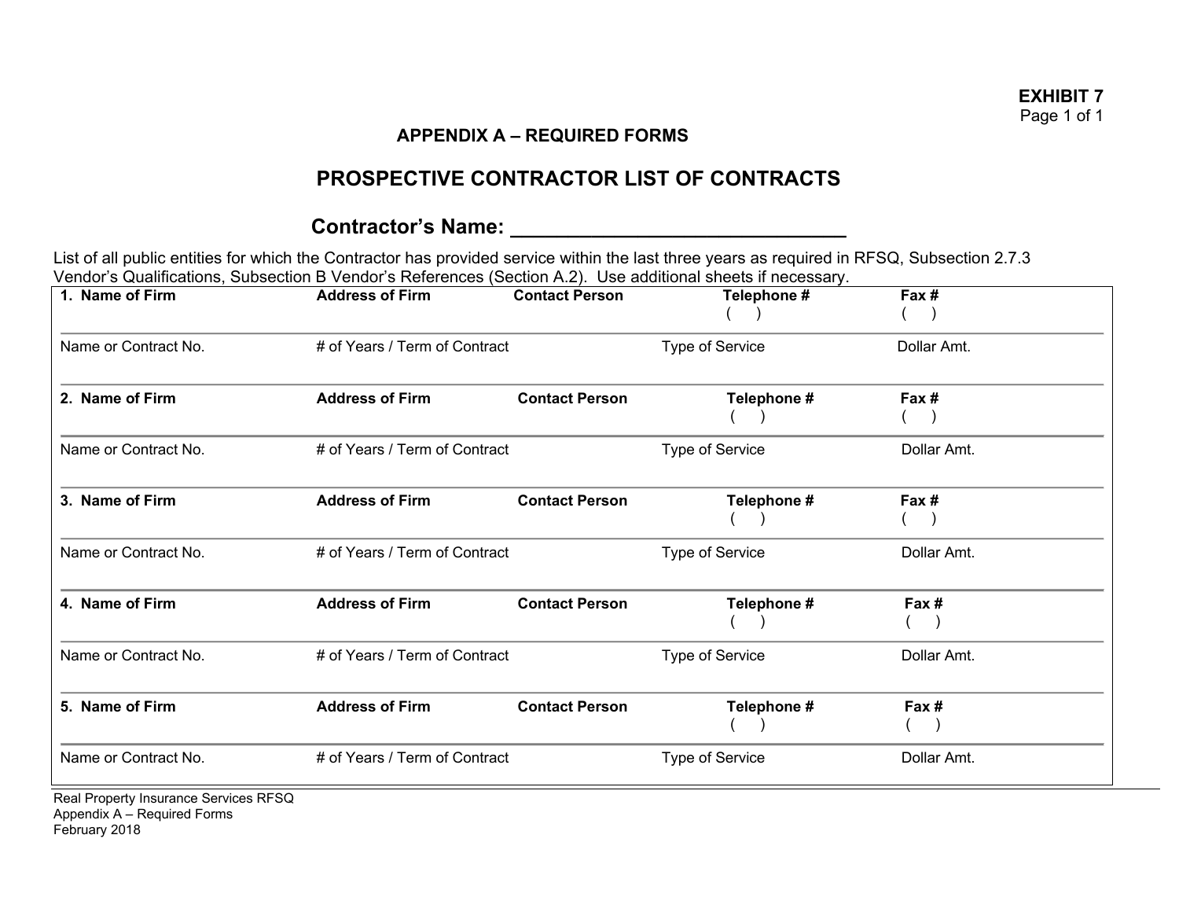**EXHIBIT 7**
Page 1 of 1

**APPENDIX A – REQUIRED FORMS**

## PROSPECTIVE CONTRACTOR LIST OF CONTRACTS

### Contractor's Name: ______________________________

List of all public entities for which the Contractor has provided service within the last three years as required in RFSQ, Subsection 2.7.3 Vendor's Qualifications, Subsection B Vendor's References (Section A.2). Use additional sheets if necessary.

| **1. Name of Firm** | **Address of Firm** | **Contact Person** | **Telephone #** ( ) | **Fax #** ( ) |
|---|---|---|---|---|
| Name or Contract No. | # of Years / Term of Contract | | Type of Service | Dollar Amt. |
| **2. Name of Firm** | **Address of Firm** | **Contact Person** | **Telephone #** ( ) | **Fax #** ( ) |
| Name or Contract No. | # of Years / Term of Contract | | Type of Service | Dollar Amt. |
| **3. Name of Firm** | **Address of Firm** | **Contact Person** | **Telephone #** ( ) | **Fax #** ( ) |
| Name or Contract No. | # of Years / Term of Contract | | Type of Service | Dollar Amt. |
| **4. Name of Firm** | **Address of Firm** | **Contact Person** | **Telephone #** ( ) | **Fax #** ( ) |
| Name or Contract No. | # of Years / Term of Contract | | Type of Service | Dollar Amt. |
| **5. Name of Firm** | **Address of Firm** | **Contact Person** | **Telephone #** ( ) | **Fax #** ( ) |
| Name or Contract No. | # of Years / Term of Contract | | Type of Service | Dollar Amt. |

Real Property Insurance Services RFSQ
Appendix A – Required Forms
February 2018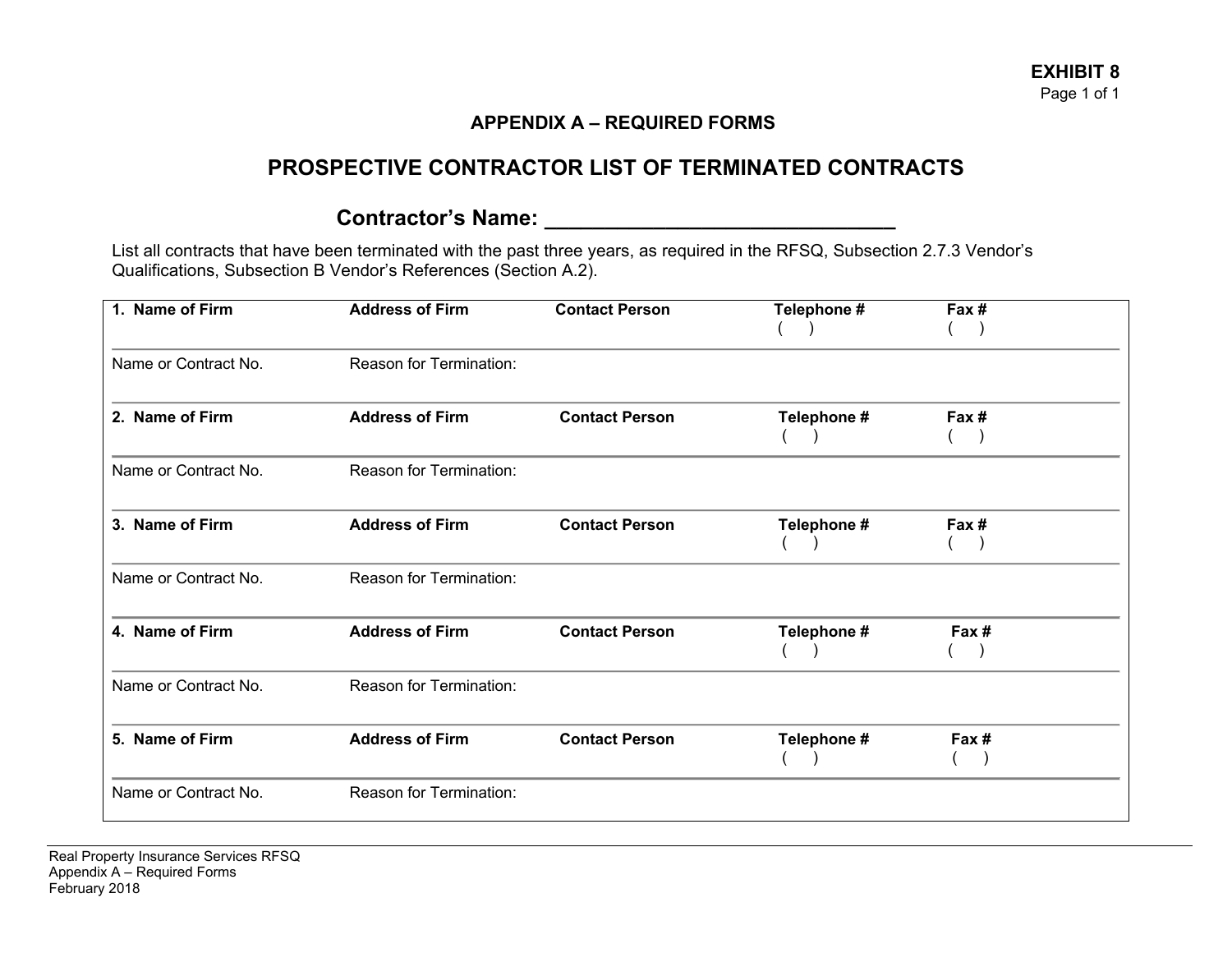**EXHIBIT 8**
Page 1 of 1

### APPENDIX A – REQUIRED FORMS

## PROSPECTIVE CONTRACTOR LIST OF TERMINATED CONTRACTS

### Contractor's Name: ______________________________

List all contracts that have been terminated with the past three years, as required in the RFSQ, Subsection 2.7.3 Vendor's Qualifications, Subsection B Vendor's References (Section A.2).

| | | | | |
|---|---|---|---|---|
| **1. Name of Firm** | **Address of Firm** | **Contact Person** | **Telephone #** ( ) | **Fax #** ( ) |
| Name or Contract No. | Reason for Termination: | | | |
| **2. Name of Firm** | **Address of Firm** | **Contact Person** | **Telephone #** ( ) | **Fax #** ( ) |
| Name or Contract No. | Reason for Termination: | | | |
| **3. Name of Firm** | **Address of Firm** | **Contact Person** | **Telephone #** ( ) | **Fax #** ( ) |
| Name or Contract No. | Reason for Termination: | | | |
| **4. Name of Firm** | **Address of Firm** | **Contact Person** | **Telephone #** ( ) | **Fax #** ( ) |
| Name or Contract No. | Reason for Termination: | | | |
| **5. Name of Firm** | **Address of Firm** | **Contact Person** | **Telephone #** ( ) | **Fax #** ( ) |
| Name or Contract No. | Reason for Termination: | | | |

Real Property Insurance Services RFSQ
Appendix A – Required Forms
February 2018